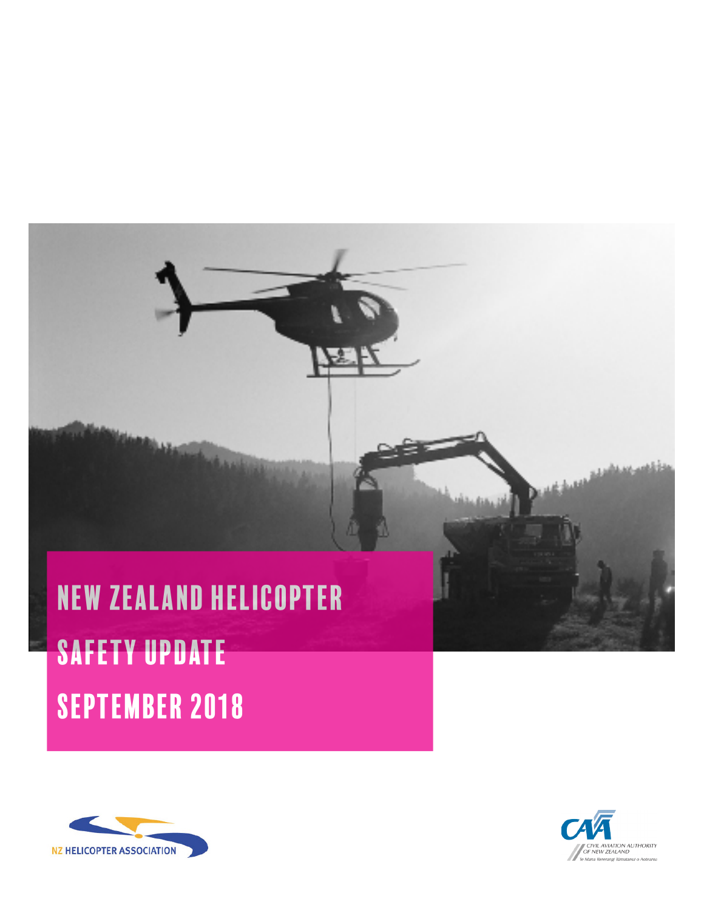# NEW ZEALAND HELICOPTER SAFETY UPDATE SEPTEMBER 2018

NZ HELICOPTER ASSOCIATION

CIVIL AVIATION AUTHORITY OF NEW ZEALAND
Te Mana Rererangi Tūmatanui o Aotearoa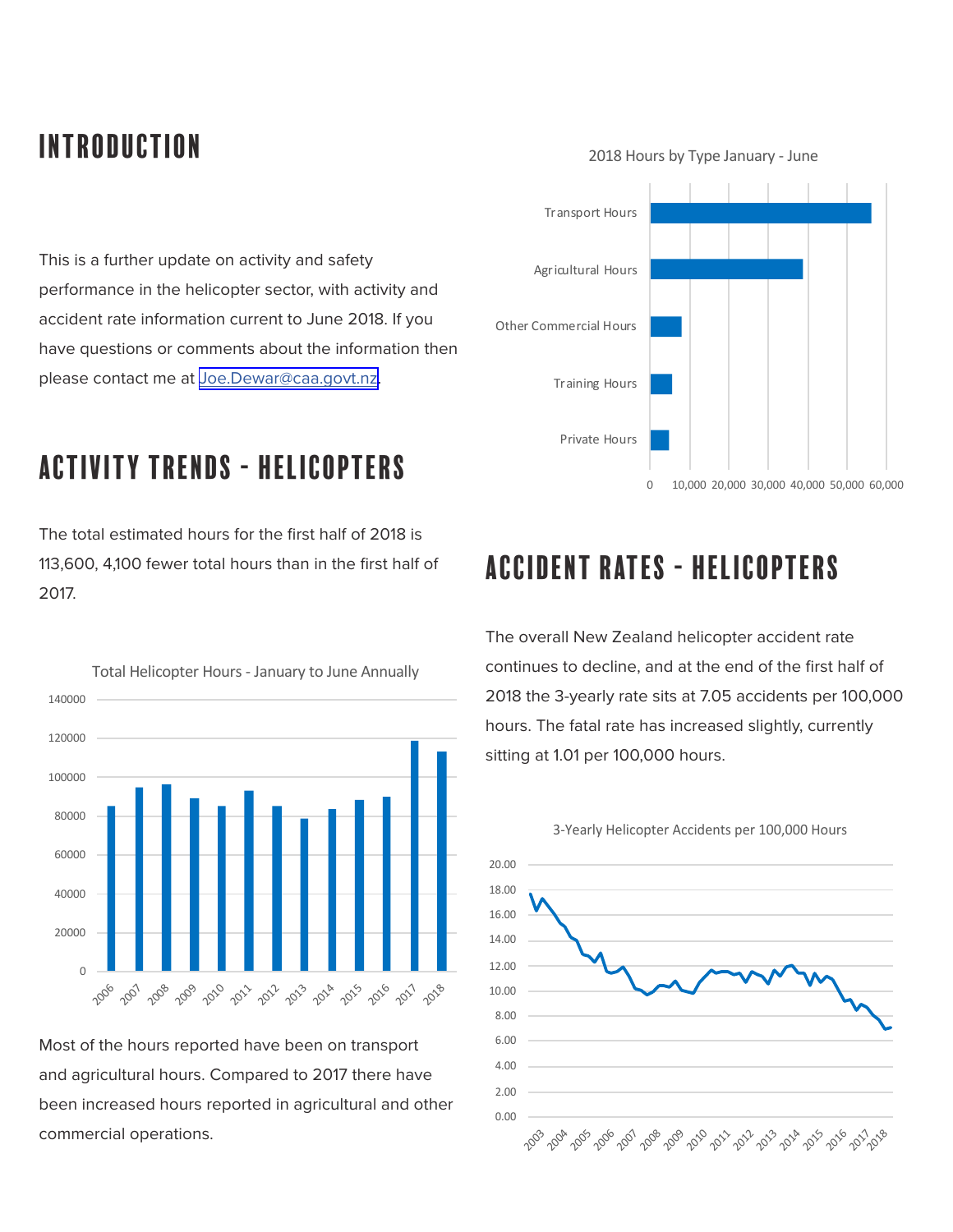# INTRODUCTION

This is a further update on activity and safety performance in the helicopter sector, with activity and accident rate information current to June 2018. If you have questions or comments about the information then please contact me at Joe.Dewar@caa.govt.nz.

# ACTIVITY TRENDS - HELICOPTERS

The total estimated hours for the first half of 2018 is 113,600, 4,100 fewer total hours than in the first half of 2017.

Total Helicopter Hours - January to June Annually

Most of the hours reported have been on transport and agricultural hours. Compared to 2017 there have been increased hours reported in agricultural and other commercial operations.

2018 Hours by Type January - June

# ACCIDENT RATES - HELICOPTERS

The overall New Zealand helicopter accident rate continues to decline, and at the end of the first half of 2018 the 3-yearly rate sits at 7.05 accidents per 100,000 hours. The fatal rate has increased slightly, currently sitting at 1.01 per 100,000 hours.

3-Yearly Helicopter Accidents per 100,000 Hours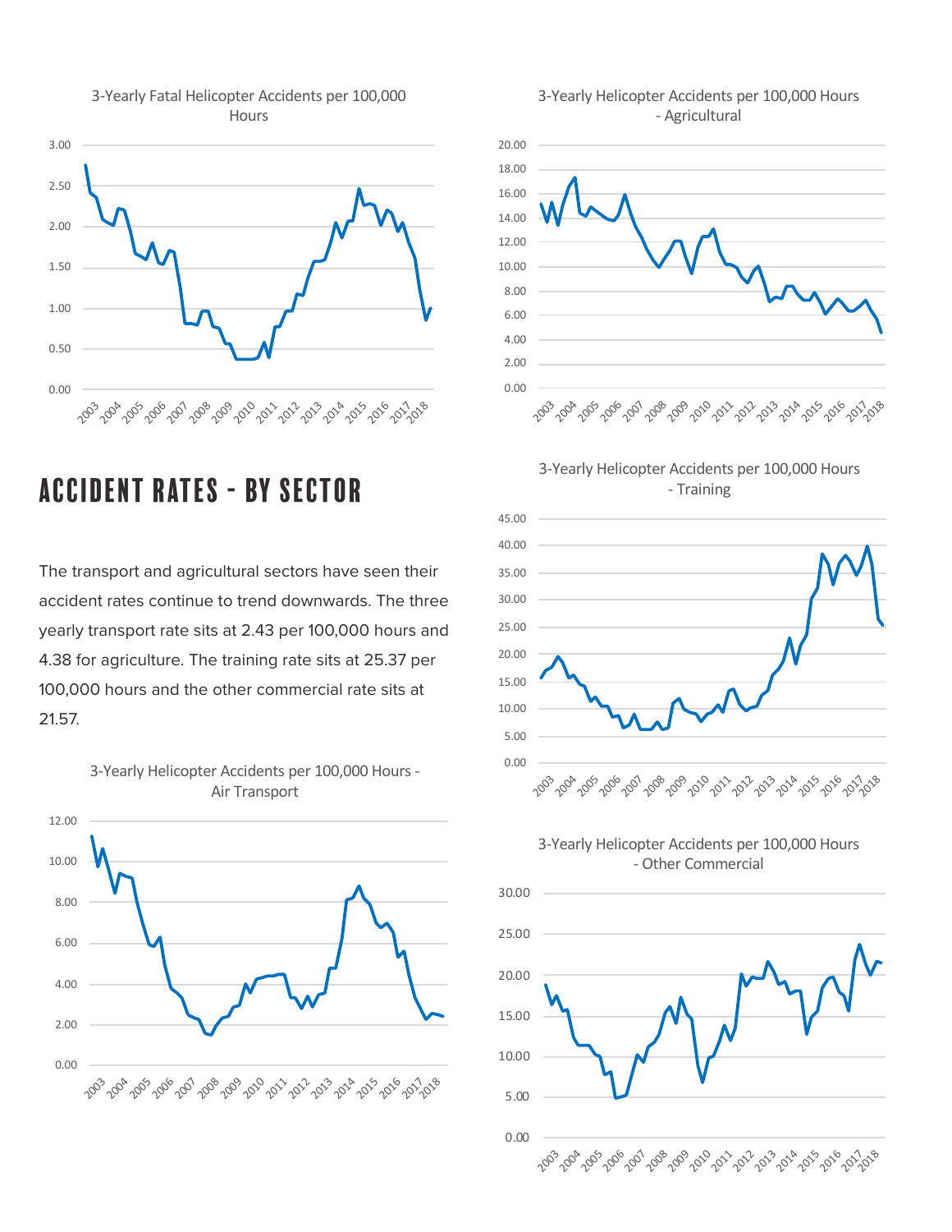3-Yearly Fatal Helicopter Accidents per 100,000 Hours

3-Yearly Helicopter Accidents per 100,000 Hours - Agricultural

## ACCIDENT RATES - BY SECTOR

The transport and agricultural sectors have seen their accident rates continue to trend downwards. The three yearly transport rate sits at 2.43 per 100,000 hours and 4.38 for agriculture. The training rate sits at 25.37 per 100,000 hours and the other commercial rate sits at 21.57.

3-Yearly Helicopter Accidents per 100,000 Hours - Training

3-Yearly Helicopter Accidents per 100,000 Hours - Air Transport

3-Yearly Helicopter Accidents per 100,000 Hours - Other Commercial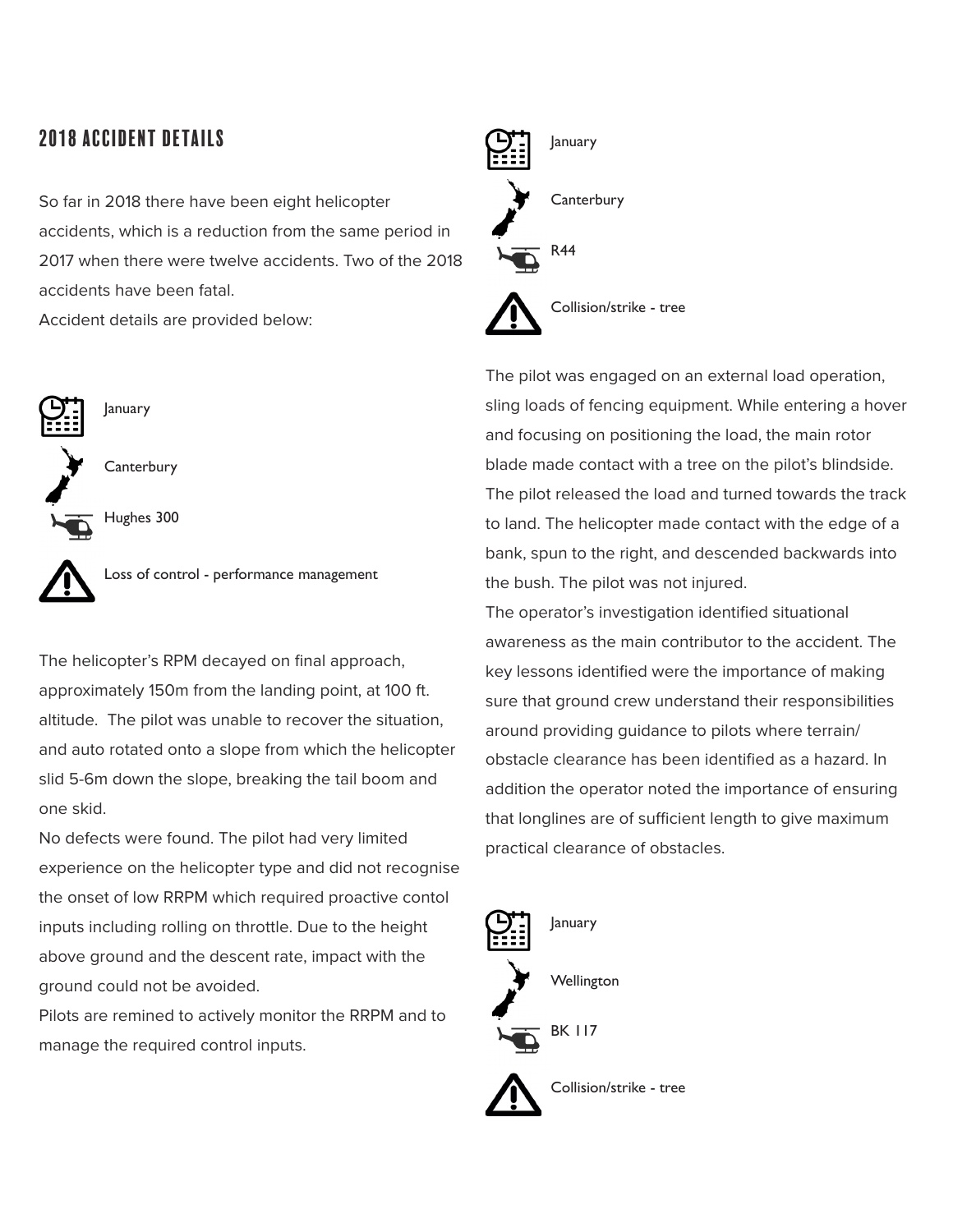## 2018 ACCIDENT DETAILS

So far in 2018 there have been eight helicopter accidents, which is a reduction from the same period in 2017 when there were twelve accidents. Two of the 2018 accidents have been fatal.
Accident details are provided below:

January

Canterbury

Hughes 300

Loss of control - performance management

The helicopter's RPM decayed on final approach, approximately 150m from the landing point, at 100 ft. altitude. The pilot was unable to recover the situation, and auto rotated onto a slope from which the helicopter slid 5-6m down the slope, breaking the tail boom and one skid.
No defects were found. The pilot had very limited experience on the helicopter type and did not recognise the onset of low RRPM which required proactive contol inputs including rolling on throttle. Due to the height above ground and the descent rate, impact with the ground could not be avoided.
Pilots are remined to actively monitor the RRPM and to manage the required control inputs.

January

Canterbury

R44

Collision/strike - tree

The pilot was engaged on an external load operation, sling loads of fencing equipment. While entering a hover and focusing on positioning the load, the main rotor blade made contact with a tree on the pilot's blindside. The pilot released the load and turned towards the track to land. The helicopter made contact with the edge of a bank, spun to the right, and descended backwards into the bush. The pilot was not injured.
The operator's investigation identified situational awareness as the main contributor to the accident. The key lessons identified were the importance of making sure that ground crew understand their responsibilities around providing guidance to pilots where terrain/obstacle clearance has been identified as a hazard. In addition the operator noted the importance of ensuring that longlines are of sufficient length to give maximum practical clearance of obstacles.

January

Wellington

BK 117

Collision/strike - tree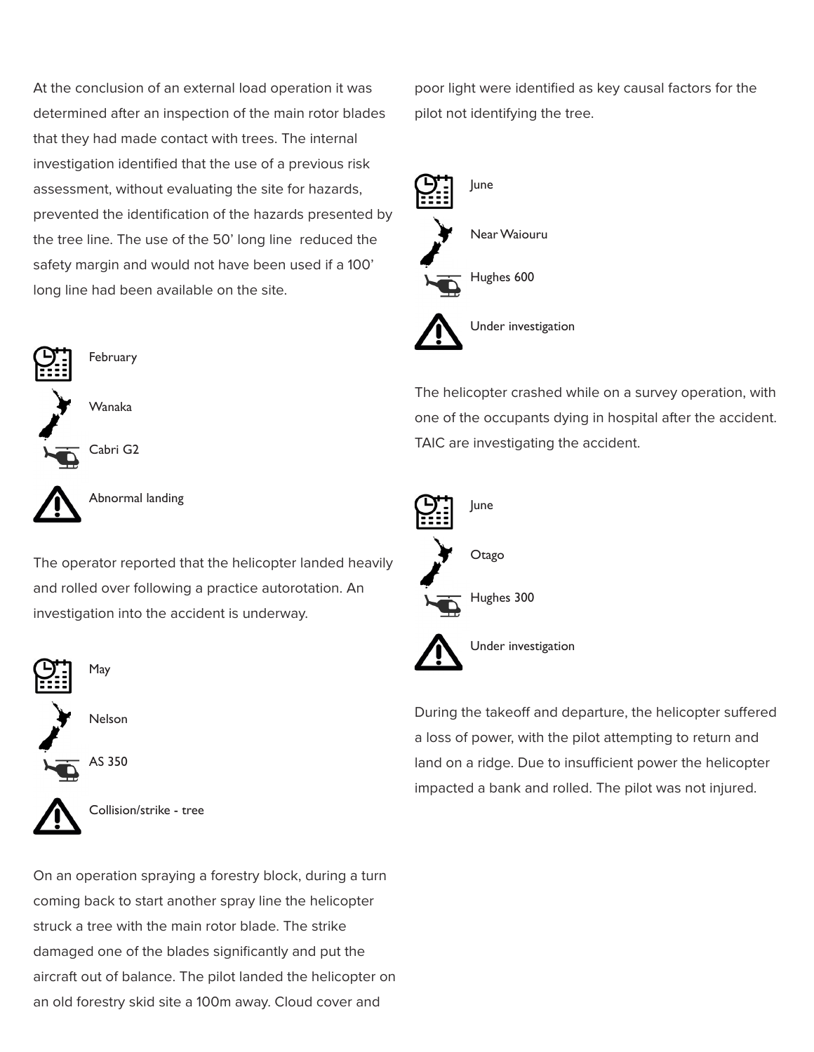At the conclusion of an external load operation it was determined after an inspection of the main rotor blades that they had made contact with trees. The internal investigation identified that the use of a previous risk assessment, without evaluating the site for hazards, prevented the identification of the hazards presented by the tree line. The use of the 50' long line reduced the safety margin and would not have been used if a 100' long line had been available on the site.

February

Wanaka

Cabri G2

Abnormal landing

The operator reported that the helicopter landed heavily and rolled over following a practice autorotation. An investigation into the accident is underway.

May

Nelson

AS 350

Collision/strike - tree

On an operation spraying a forestry block, during a turn coming back to start another spray line the helicopter struck a tree with the main rotor blade. The strike damaged one of the blades significantly and put the aircraft out of balance. The pilot landed the helicopter on an old forestry skid site a 100m away. Cloud cover and poor light were identified as key causal factors for the pilot not identifying the tree.

June

Near Waiouru

Hughes 600

Under investigation

The helicopter crashed while on a survey operation, with one of the occupants dying in hospital after the accident. TAIC are investigating the accident.

June

Otago

Hughes 300

Under investigation

During the takeoff and departure, the helicopter suffered a loss of power, with the pilot attempting to return and land on a ridge. Due to insufficient power the helicopter impacted a bank and rolled. The pilot was not injured.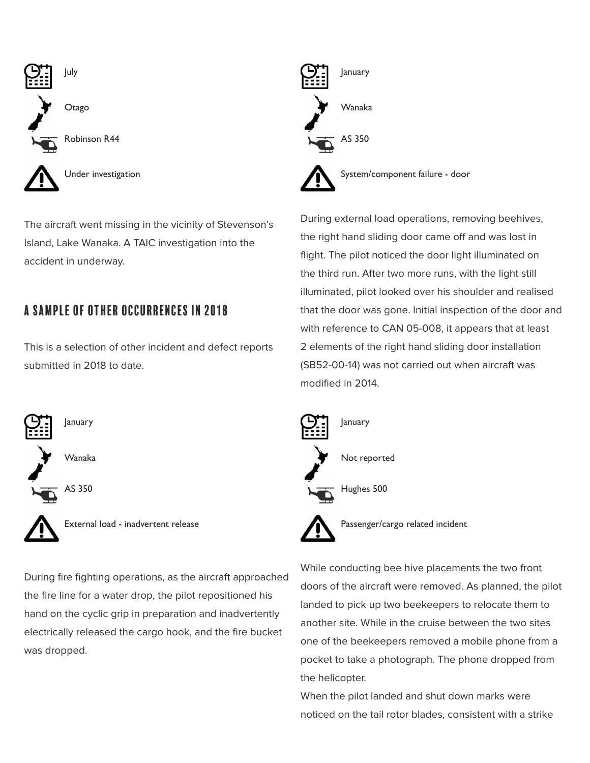July

Otago

Robinson R44

Under investigation

The aircraft went missing in the vicinity of Stevenson's Island, Lake Wanaka. A TAIC investigation into the accident in underway.

## A SAMPLE OF OTHER OCCURRENCES IN 2018

This is a selection of other incident and defect reports submitted in 2018 to date.

January

Wanaka

AS 350

External load - inadvertent release

During fire fighting operations, as the aircraft approached the fire line for a water drop, the pilot repositioned his hand on the cyclic grip in preparation and inadvertently electrically released the cargo hook, and the fire bucket was dropped.

January

Wanaka

AS 350

System/component failure - door

During external load operations, removing beehives, the right hand sliding door came off and was lost in flight. The pilot noticed the door light illuminated on the third run. After two more runs, with the light still illuminated, pilot looked over his shoulder and realised that the door was gone. Initial inspection of the door and with reference to CAN 05-008, it appears that at least 2 elements of the right hand sliding door installation (SB52-00-14) was not carried out when aircraft was modified in 2014.

January

Not reported

Hughes 500

Passenger/cargo related incident

While conducting bee hive placements the two front doors of the aircraft were removed. As planned, the pilot landed to pick up two beekeepers to relocate them to another site. While in the cruise between the two sites one of the beekeepers removed a mobile phone from a pocket to take a photograph. The phone dropped from the helicopter.

When the pilot landed and shut down marks were noticed on the tail rotor blades, consistent with a strike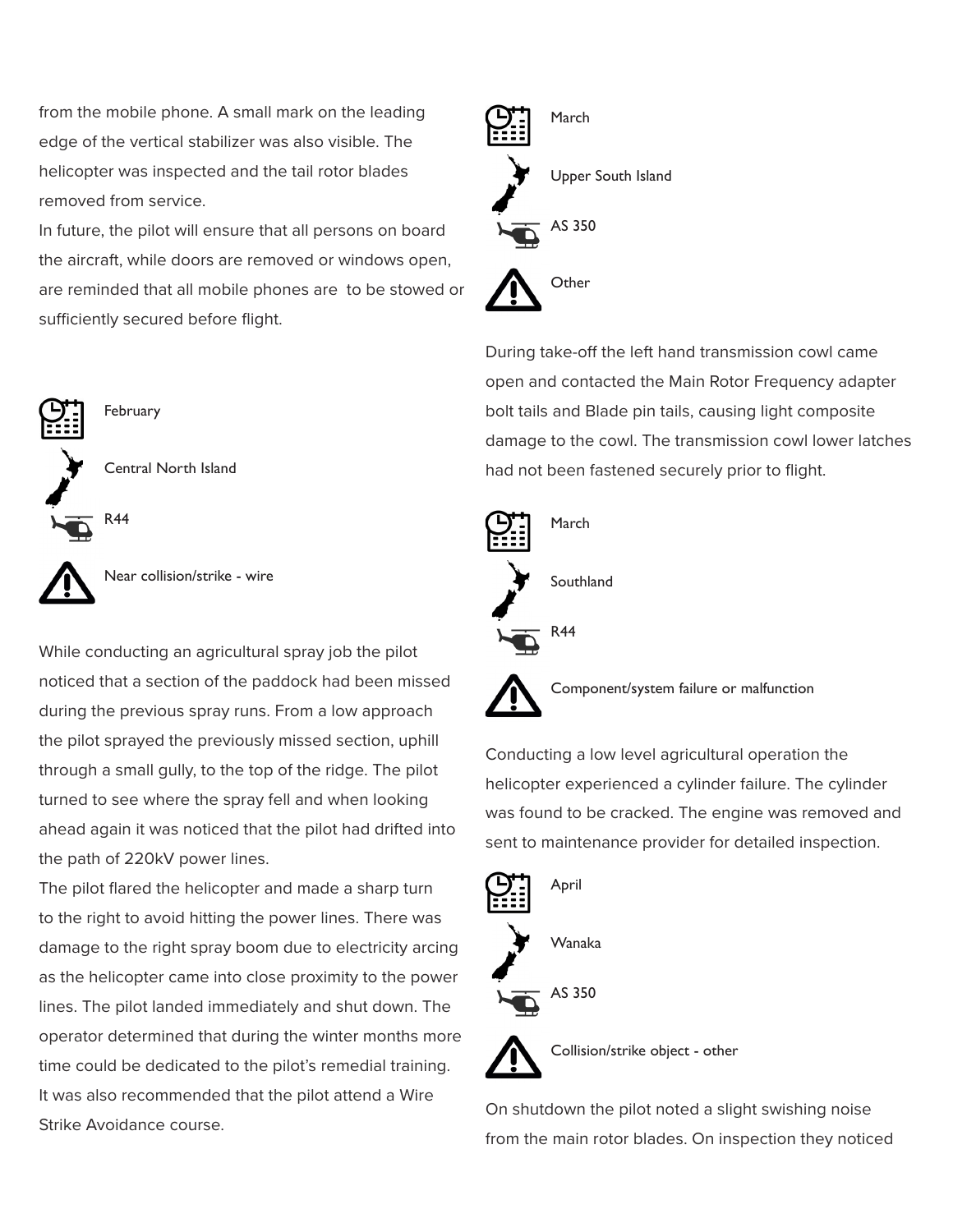from the mobile phone. A small mark on the leading edge of the vertical stabilizer was also visible. The helicopter was inspected and the tail rotor blades removed from service.

In future, the pilot will ensure that all persons on board the aircraft, while doors are removed or windows open, are reminded that all mobile phones are  to be stowed or sufficiently secured before flight.

February

Central North Island

R44

Near collision/strike - wire

While conducting an agricultural spray job the pilot noticed that a section of the paddock had been missed during the previous spray runs. From a low approach the pilot sprayed the previously missed section, uphill through a small gully, to the top of the ridge. The pilot turned to see where the spray fell and when looking ahead again it was noticed that the pilot had drifted into the path of 220kV power lines.

The pilot flared the helicopter and made a sharp turn to the right to avoid hitting the power lines. There was damage to the right spray boom due to electricity arcing as the helicopter came into close proximity to the power lines. The pilot landed immediately and shut down. The operator determined that during the winter months more time could be dedicated to the pilot's remedial training. It was also recommended that the pilot attend a Wire Strike Avoidance course.

March

Upper South Island

AS 350

Other

During take-off the left hand transmission cowl came open and contacted the Main Rotor Frequency adapter bolt tails and Blade pin tails, causing light composite damage to the cowl. The transmission cowl lower latches had not been fastened securely prior to flight.

March

Southland

R44

Component/system failure or malfunction

Conducting a low level agricultural operation the helicopter experienced a cylinder failure. The cylinder was found to be cracked. The engine was removed and sent to maintenance provider for detailed inspection.

April

Wanaka

AS 350

Collision/strike object - other

On shutdown the pilot noted a slight swishing noise from the main rotor blades. On inspection they noticed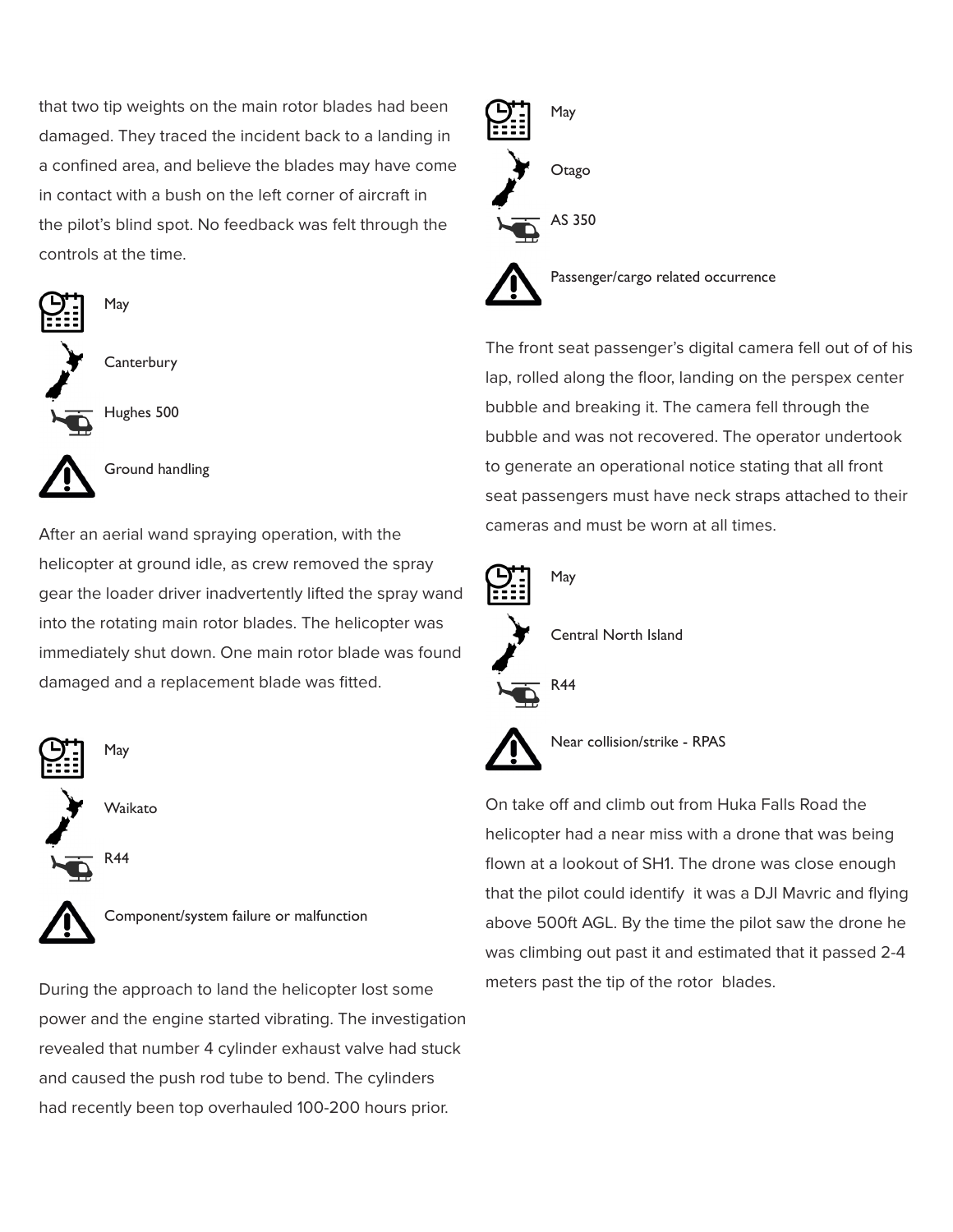that two tip weights on the main rotor blades had been damaged. They traced the incident back to a landing in a confined area, and believe the blades may have come in contact with a bush on the left corner of aircraft in the pilot's blind spot. No feedback was felt through the controls at the time.

May

Canterbury

Hughes 500

Ground handling

After an aerial wand spraying operation, with the helicopter at ground idle, as crew removed the spray gear the loader driver inadvertently lifted the spray wand into the rotating main rotor blades. The helicopter was immediately shut down. One main rotor blade was found damaged and a replacement blade was fitted.

May

Waikato

R44

Component/system failure or malfunction

During the approach to land the helicopter lost some power and the engine started vibrating. The investigation revealed that number 4 cylinder exhaust valve had stuck and caused the push rod tube to bend. The cylinders had recently been top overhauled 100-200 hours prior.

May

Otago

AS 350

Passenger/cargo related occurrence

The front seat passenger's digital camera fell out of of his lap, rolled along the floor, landing on the perspex center bubble and breaking it. The camera fell through the bubble and was not recovered. The operator undertook to generate an operational notice stating that all front seat passengers must have neck straps attached to their cameras and must be worn at all times.

May

Central North Island

R44

Near collision/strike - RPAS

On take off and climb out from Huka Falls Road the helicopter had a near miss with a drone that was being flown at a lookout of SH1. The drone was close enough that the pilot could identify it was a DJI Mavric and flying above 500ft AGL. By the time the pilot saw the drone he was climbing out past it and estimated that it passed 2-4 meters past the tip of the rotor blades.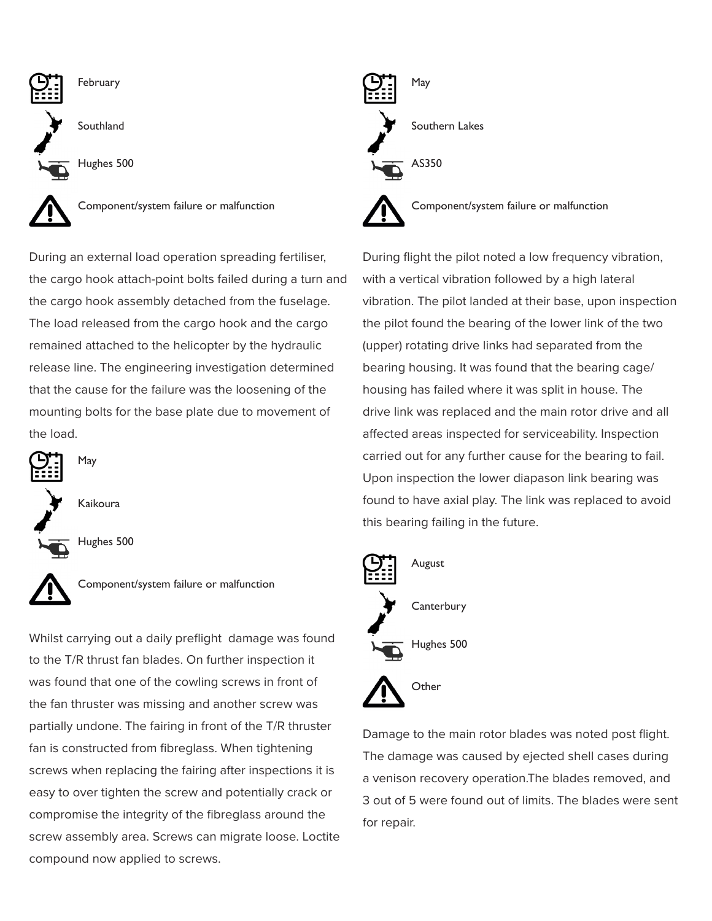February

Southland

Hughes 500

Component/system failure or malfunction

During an external load operation spreading fertiliser, the cargo hook attach-point bolts failed during a turn and the cargo hook assembly detached from the fuselage. The load released from the cargo hook and the cargo remained attached to the helicopter by the hydraulic release line. The engineering investigation determined that the cause for the failure was the loosening of the mounting bolts for the base plate due to movement of the load.

May

Kaikoura

Hughes 500

Component/system failure or malfunction

Whilst carrying out a daily preflight  damage was found to the T/R thrust fan blades. On further inspection it was found that one of the cowling screws in front of the fan thruster was missing and another screw was partially undone. The fairing in front of the T/R thruster fan is constructed from fibreglass. When tightening screws when replacing the fairing after inspections it is easy to over tighten the screw and potentially crack or compromise the integrity of the fibreglass around the screw assembly area. Screws can migrate loose. Loctite compound now applied to screws.

May

Southern Lakes

AS350

Component/system failure or malfunction

During flight the pilot noted a low frequency vibration, with a vertical vibration followed by a high lateral vibration. The pilot landed at their base, upon inspection the pilot found the bearing of the lower link of the two (upper) rotating drive links had separated from the bearing housing. It was found that the bearing cage/housing has failed where it was split in house. The drive link was replaced and the main rotor drive and all affected areas inspected for serviceability. Inspection carried out for any further cause for the bearing to fail. Upon inspection the lower diapason link bearing was found to have axial play. The link was replaced to avoid this bearing failing in the future.

August

Canterbury

Hughes 500

Other

Damage to the main rotor blades was noted post flight. The damage was caused by ejected shell cases during a venison recovery operation.The blades removed, and 3 out of 5 were found out of limits. The blades were sent for repair.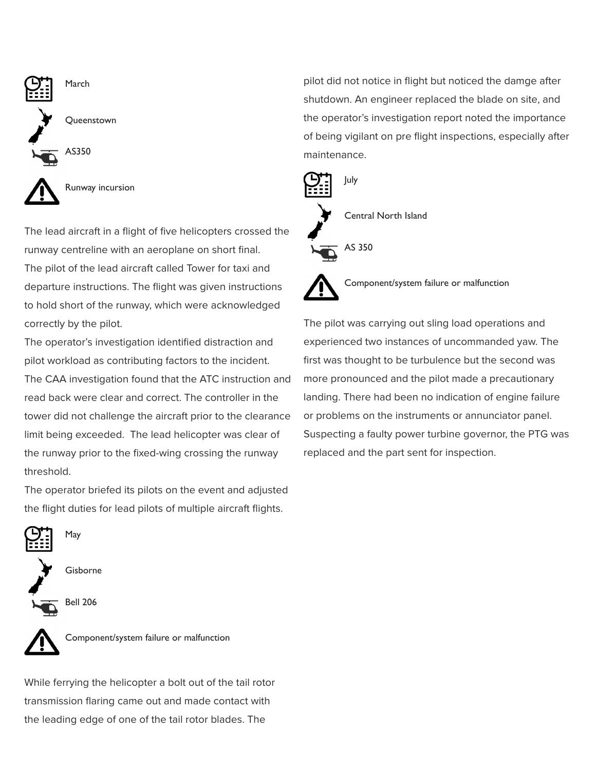March

Queenstown

AS350

Runway incursion

The lead aircraft in a flight of five helicopters crossed the runway centreline with an aeroplane on short final.
The pilot of the lead aircraft called Tower for taxi and departure instructions. The flight was given instructions to hold short of the runway, which were acknowledged correctly by the pilot.
The operator's investigation identified distraction and pilot workload as contributing factors to the incident.
The CAA investigation found that the ATC instruction and read back were clear and correct. The controller in the tower did not challenge the aircraft prior to the clearance limit being exceeded. The lead helicopter was clear of the runway prior to the fixed-wing crossing the runway threshold.
The operator briefed its pilots on the event and adjusted the flight duties for lead pilots of multiple aircraft flights.

May

Gisborne

Bell 206

Component/system failure or malfunction

While ferrying the helicopter a bolt out of the tail rotor transmission flaring came out and made contact with the leading edge of one of the tail rotor blades. The pilot did not notice in flight but noticed the damge after shutdown. An engineer replaced the blade on site, and the operator's investigation report noted the importance of being vigilant on pre flight inspections, especially after maintenance.

July

Central North Island

AS 350

Component/system failure or malfunction

The pilot was carrying out sling load operations and experienced two instances of uncommanded yaw. The first was thought to be turbulence but the second was more pronounced and the pilot made a precautionary landing. There had been no indication of engine failure or problems on the instruments or annunciator panel. Suspecting a faulty power turbine governor, the PTG was replaced and the part sent for inspection.